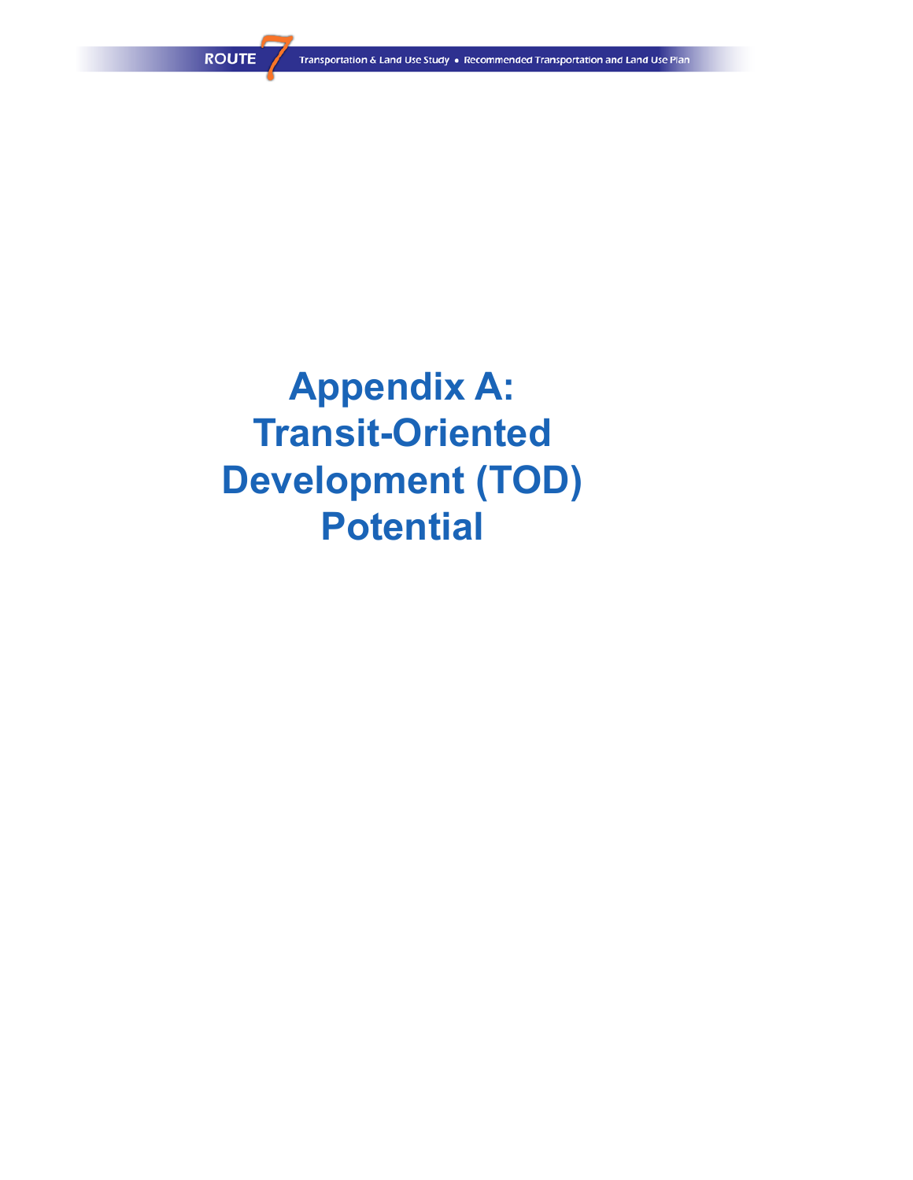# Appendix A: Transit-Oriented Development (TOD) Potential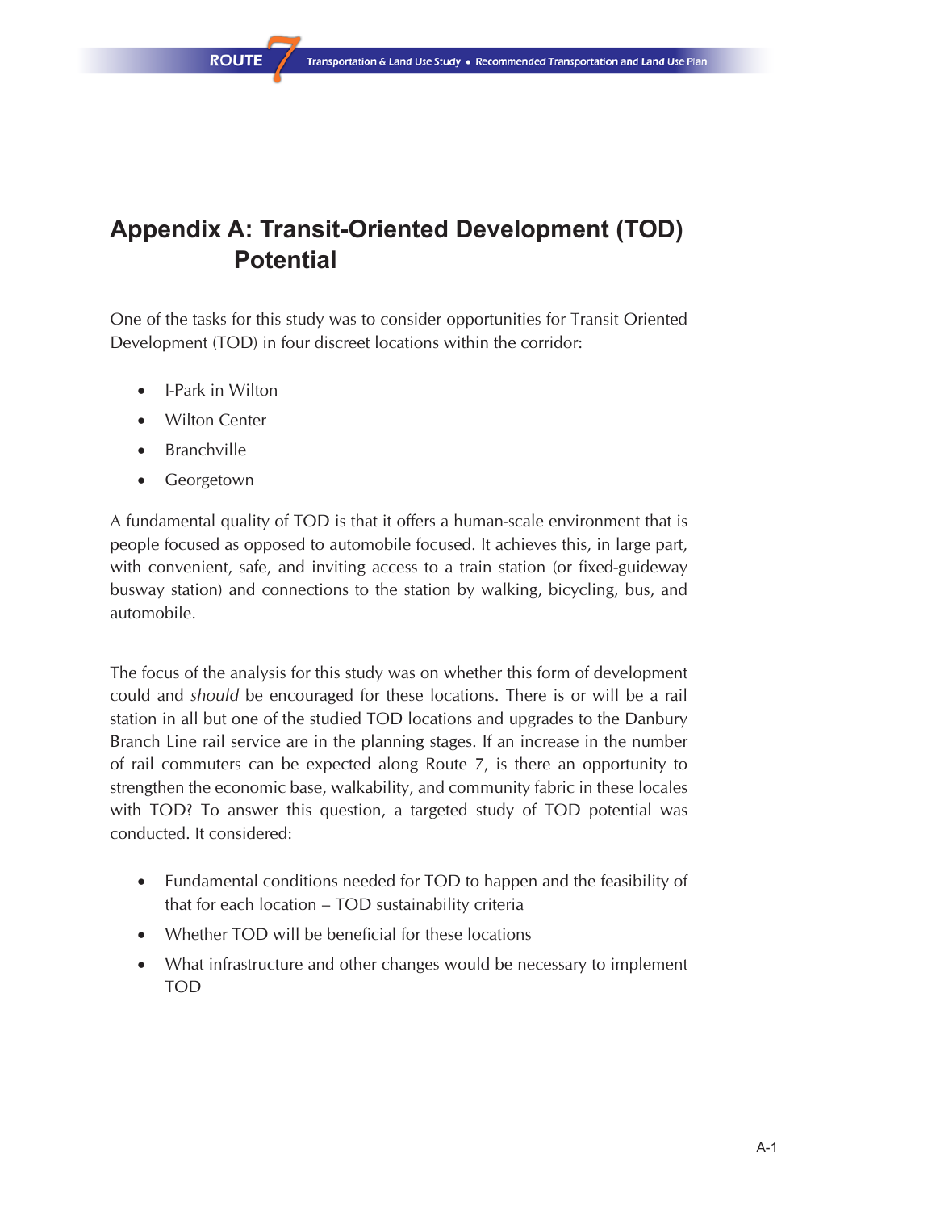# Appendix A: Transit-Oriented Development (TOD) Potential

One of the tasks for this study was to consider opportunities for Transit Oriented Development (TOD) in four discreet locations within the corridor:

- I-Park in Wilton
- Wilton Center
- Branchville
- Georgetown

A fundamental quality of TOD is that it offers a human-scale environment that is people focused as opposed to automobile focused. It achieves this, in large part, with convenient, safe, and inviting access to a train station (or fixed-guideway busway station) and connections to the station by walking, bicycling, bus, and automobile.

The focus of the analysis for this study was on whether this form of development could and *should* be encouraged for these locations. There is or will be a rail station in all but one of the studied TOD locations and upgrades to the Danbury Branch Line rail service are in the planning stages. If an increase in the number of rail commuters can be expected along Route 7, is there an opportunity to strengthen the economic base, walkability, and community fabric in these locales with TOD? To answer this question, a targeted study of TOD potential was conducted. It considered:

- Fundamental conditions needed for TOD to happen and the feasibility of that for each location – TOD sustainability criteria
- Whether TOD will be beneficial for these locations
- What infrastructure and other changes would be necessary to implement TOD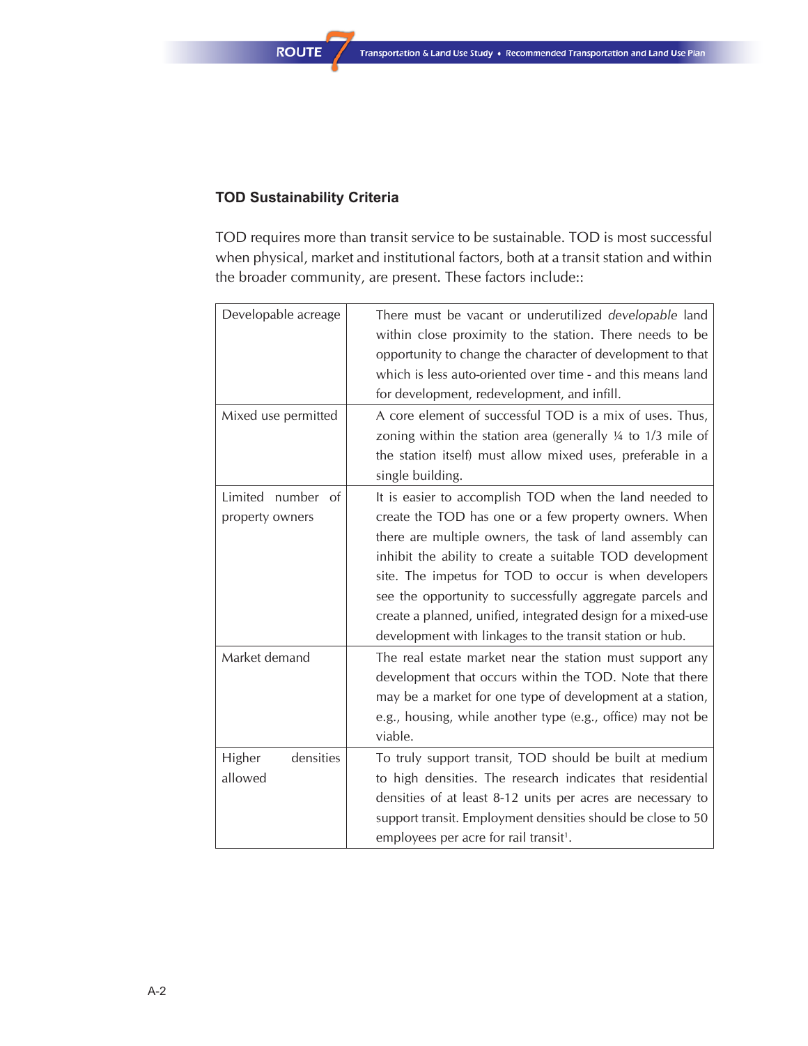### TOD Sustainability Criteria

TOD requires more than transit service to be sustainable. TOD is most successful when physical, market and institutional factors, both at a transit station and within the broader community, are present. These factors include::

| | |
|---|---|
| Developable acreage | There must be vacant or underutilized *developable* land within close proximity to the station. There needs to be opportunity to change the character of development to that which is less auto-oriented over time - and this means land for development, redevelopment, and infill. |
| Mixed use permitted | A core element of successful TOD is a mix of uses. Thus, zoning within the station area (generally ¼ to 1/3 mile of the station itself) must allow mixed uses, preferable in a single building. |
| Limited number of property owners | It is easier to accomplish TOD when the land needed to create the TOD has one or a few property owners. When there are multiple owners, the task of land assembly can inhibit the ability to create a suitable TOD development site. The impetus for TOD to occur is when developers see the opportunity to successfully aggregate parcels and create a planned, unified, integrated design for a mixed-use development with linkages to the transit station or hub. |
| Market demand | The real estate market near the station must support any development that occurs within the TOD. Note that there may be a market for one type of development at a station, e.g., housing, while another type (e.g., office) may not be viable. |
| Higher densities allowed | To truly support transit, TOD should be built at medium to high densities. The research indicates that residential densities of at least 8-12 units per acres are necessary to support transit. Employment densities should be close to 50 employees per acre for rail transit[1]. |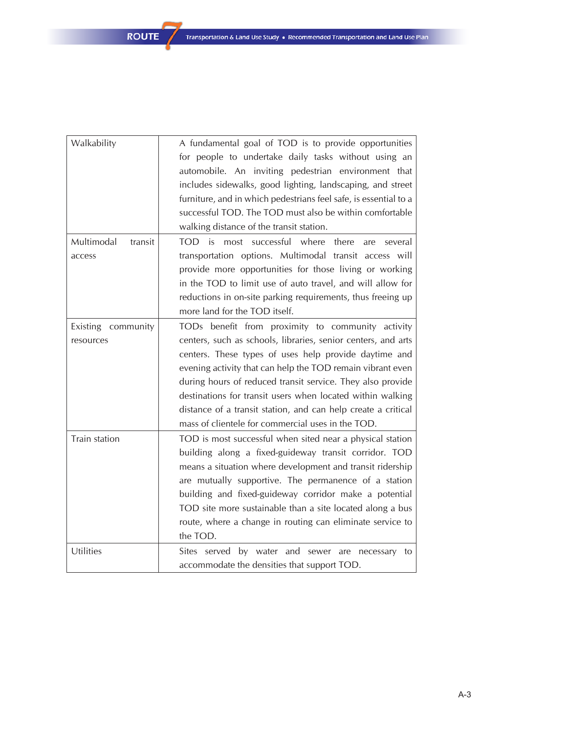| | |
|---|---|
| Walkability | A fundamental goal of TOD is to provide opportunities for people to undertake daily tasks without using an automobile. An inviting pedestrian environment that includes sidewalks, good lighting, landscaping, and street furniture, and in which pedestrians feel safe, is essential to a successful TOD. The TOD must also be within comfortable walking distance of the transit station. |
| Multimodal transit access | TOD is most successful where there are several transportation options. Multimodal transit access will provide more opportunities for those living or working in the TOD to limit use of auto travel, and will allow for reductions in on-site parking requirements, thus freeing up more land for the TOD itself. |
| Existing community resources | TODs benefit from proximity to community activity centers, such as schools, libraries, senior centers, and arts centers. These types of uses help provide daytime and evening activity that can help the TOD remain vibrant even during hours of reduced transit service. They also provide destinations for transit users when located within walking distance of a transit station, and can help create a critical mass of clientele for commercial uses in the TOD. |
| Train station | TOD is most successful when sited near a physical station building along a fixed-guideway transit corridor. TOD means a situation where development and transit ridership are mutually supportive. The permanence of a station building and fixed-guideway corridor make a potential TOD site more sustainable than a site located along a bus route, where a change in routing can eliminate service to the TOD. |
| Utilities | Sites served by water and sewer are necessary to accommodate the densities that support TOD. |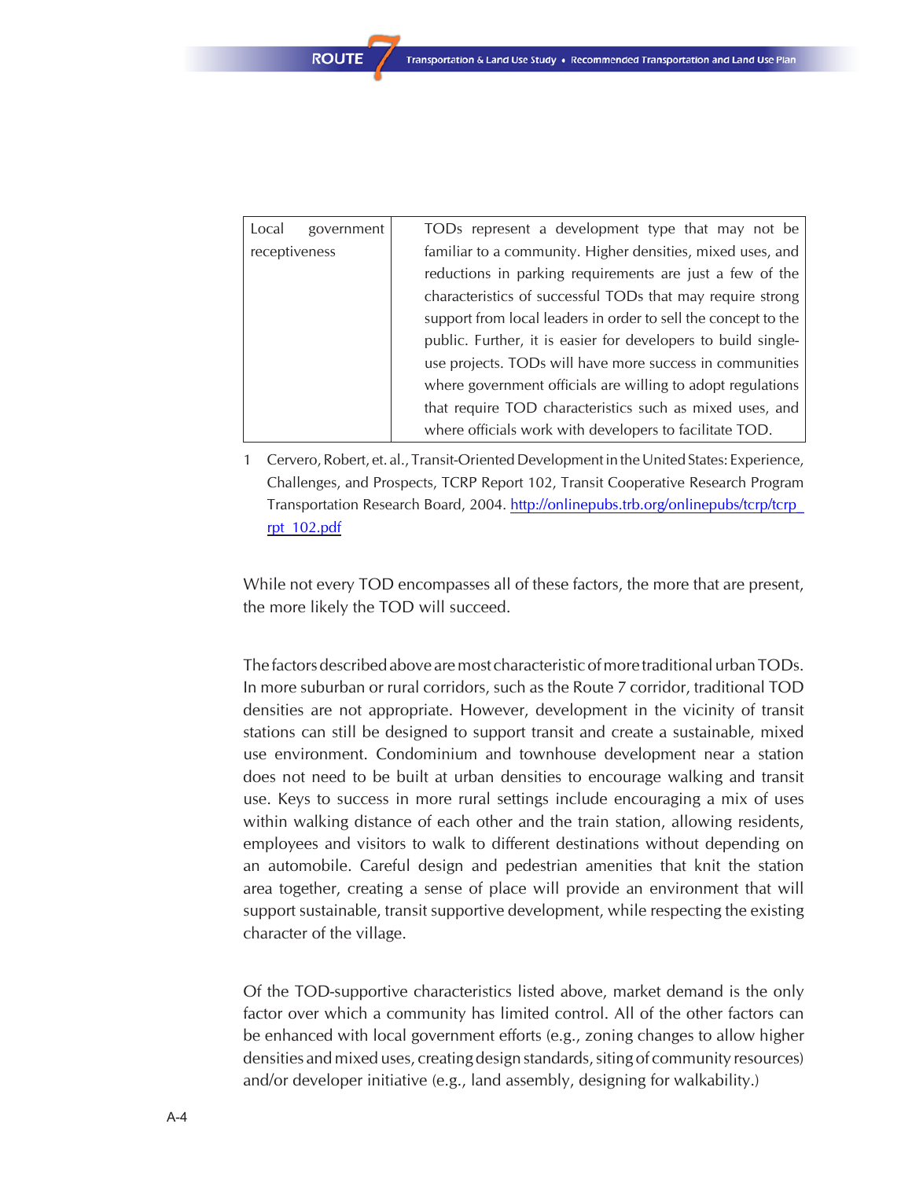| | |
|---|---|
| Local government receptiveness | TODs represent a development type that may not be familiar to a community. Higher densities, mixed uses, and reductions in parking requirements are just a few of the characteristics of successful TODs that may require strong support from local leaders in order to sell the concept to the public. Further, it is easier for developers to build single-use projects. TODs will have more success in communities where government officials are willing to adopt regulations that require TOD characteristics such as mixed uses, and where officials work with developers to facilitate TOD. |

1 Cervero, Robert, et. al., Transit-Oriented Development in the United States: Experience, Challenges, and Prospects, TCRP Report 102, Transit Cooperative Research Program Transportation Research Board, 2004. http://onlinepubs.trb.org/onlinepubs/tcrp/tcrp_rpt_102.pdf

While not every TOD encompasses all of these factors, the more that are present, the more likely the TOD will succeed.

The factors described above are most characteristic of more traditional urban TODs. In more suburban or rural corridors, such as the Route 7 corridor, traditional TOD densities are not appropriate. However, development in the vicinity of transit stations can still be designed to support transit and create a sustainable, mixed use environment. Condominium and townhouse development near a station does not need to be built at urban densities to encourage walking and transit use. Keys to success in more rural settings include encouraging a mix of uses within walking distance of each other and the train station, allowing residents, employees and visitors to walk to different destinations without depending on an automobile. Careful design and pedestrian amenities that knit the station area together, creating a sense of place will provide an environment that will support sustainable, transit supportive development, while respecting the existing character of the village.

Of the TOD-supportive characteristics listed above, market demand is the only factor over which a community has limited control. All of the other factors can be enhanced with local government efforts (e.g., zoning changes to allow higher densities and mixed uses, creating design standards, siting of community resources) and/or developer initiative (e.g., land assembly, designing for walkability.)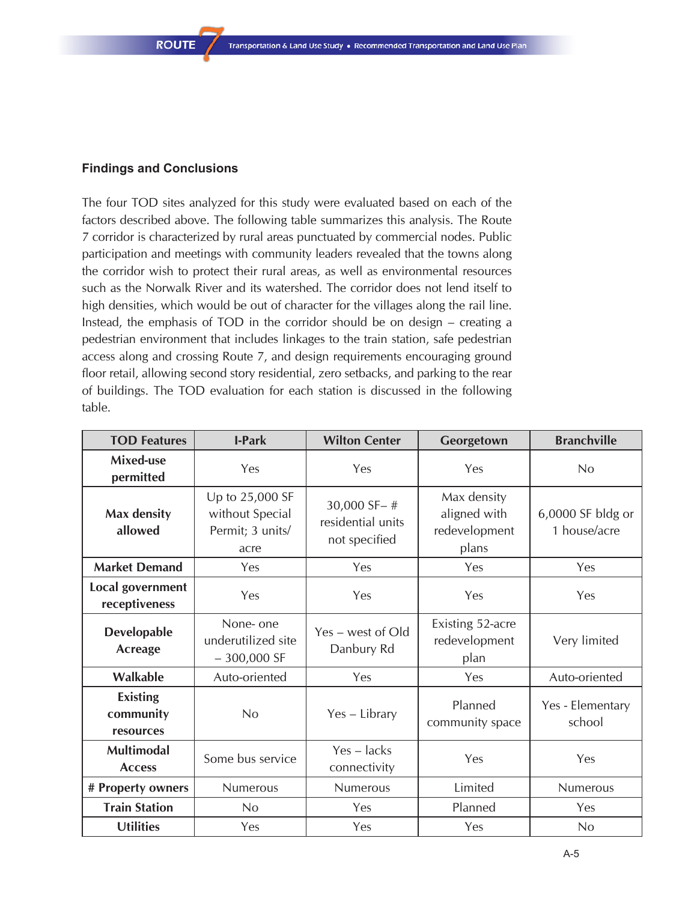### Findings and Conclusions

The four TOD sites analyzed for this study were evaluated based on each of the factors described above. The following table summarizes this analysis. The Route 7 corridor is characterized by rural areas punctuated by commercial nodes. Public participation and meetings with community leaders revealed that the towns along the corridor wish to protect their rural areas, as well as environmental resources such as the Norwalk River and its watershed. The corridor does not lend itself to high densities, which would be out of character for the villages along the rail line. Instead, the emphasis of TOD in the corridor should be on design – creating a pedestrian environment that includes linkages to the train station, safe pedestrian access along and crossing Route 7, and design requirements encouraging ground floor retail, allowing second story residential, zero setbacks, and parking to the rear of buildings. The TOD evaluation for each station is discussed in the following table.

| TOD Features | I-Park | Wilton Center | Georgetown | Branchville |
|---|---|---|---|---|
| **Mixed-use permitted** | Yes | Yes | Yes | No |
| **Max density allowed** | Up to 25,000 SF without Special Permit; 3 units/ acre | 30,000 SF– # residential units not specified | Max density aligned with redevelopment plans | 6,0000 SF bldg or 1 house/acre |
| **Market Demand** | Yes | Yes | Yes | Yes |
| **Local government receptiveness** | Yes | Yes | Yes | Yes |
| **Developable Acreage** | None- one underutilized site – 300,000 SF | Yes – west of Old Danbury Rd | Existing 52-acre redevelopment plan | Very limited |
| **Walkable** | Auto-oriented | Yes | Yes | Auto-oriented |
| **Existing community resources** | No | Yes – Library | Planned community space | Yes - Elementary school |
| **Multimodal Access** | Some bus service | Yes – lacks connectivity | Yes | Yes |
| **# Property owners** | Numerous | Numerous | Limited | Numerous |
| **Train Station** | No | Yes | Planned | Yes |
| **Utilities** | Yes | Yes | Yes | No |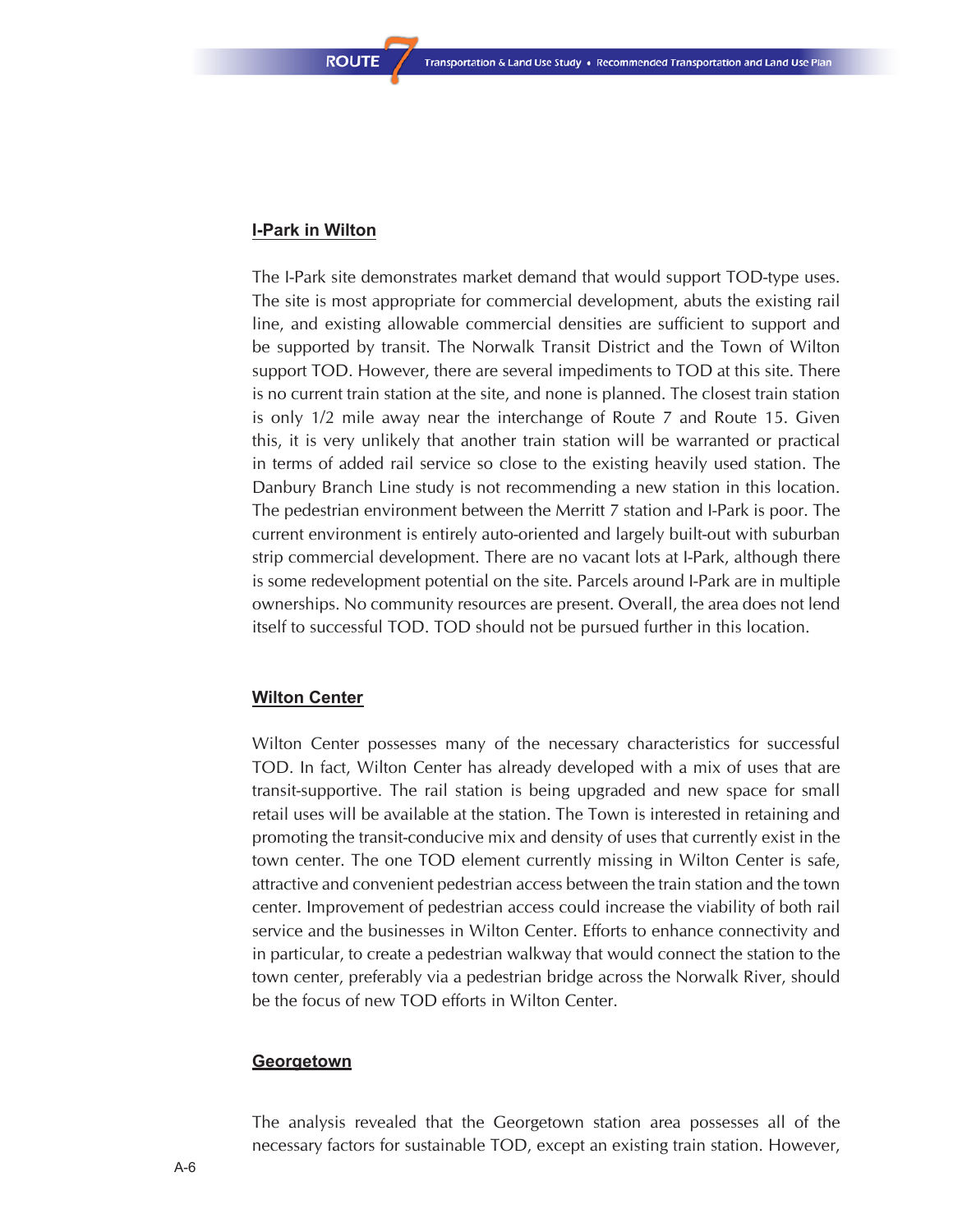## I-Park in Wilton

The I-Park site demonstrates market demand that would support TOD-type uses. The site is most appropriate for commercial development, abuts the existing rail line, and existing allowable commercial densities are sufficient to support and be supported by transit. The Norwalk Transit District and the Town of Wilton support TOD. However, there are several impediments to TOD at this site. There is no current train station at the site, and none is planned. The closest train station is only 1/2 mile away near the interchange of Route 7 and Route 15. Given this, it is very unlikely that another train station will be warranted or practical in terms of added rail service so close to the existing heavily used station. The Danbury Branch Line study is not recommending a new station in this location. The pedestrian environment between the Merritt 7 station and I-Park is poor. The current environment is entirely auto-oriented and largely built-out with suburban strip commercial development. There are no vacant lots at I-Park, although there is some redevelopment potential on the site. Parcels around I-Park are in multiple ownerships. No community resources are present. Overall, the area does not lend itself to successful TOD. TOD should not be pursued further in this location.

## Wilton Center

Wilton Center possesses many of the necessary characteristics for successful TOD. In fact, Wilton Center has already developed with a mix of uses that are transit-supportive. The rail station is being upgraded and new space for small retail uses will be available at the station. The Town is interested in retaining and promoting the transit-conducive mix and density of uses that currently exist in the town center. The one TOD element currently missing in Wilton Center is safe, attractive and convenient pedestrian access between the train station and the town center. Improvement of pedestrian access could increase the viability of both rail service and the businesses in Wilton Center. Efforts to enhance connectivity and in particular, to create a pedestrian walkway that would connect the station to the town center, preferably via a pedestrian bridge across the Norwalk River, should be the focus of new TOD efforts in Wilton Center.

## Georgetown

The analysis revealed that the Georgetown station area possesses all of the necessary factors for sustainable TOD, except an existing train station. However,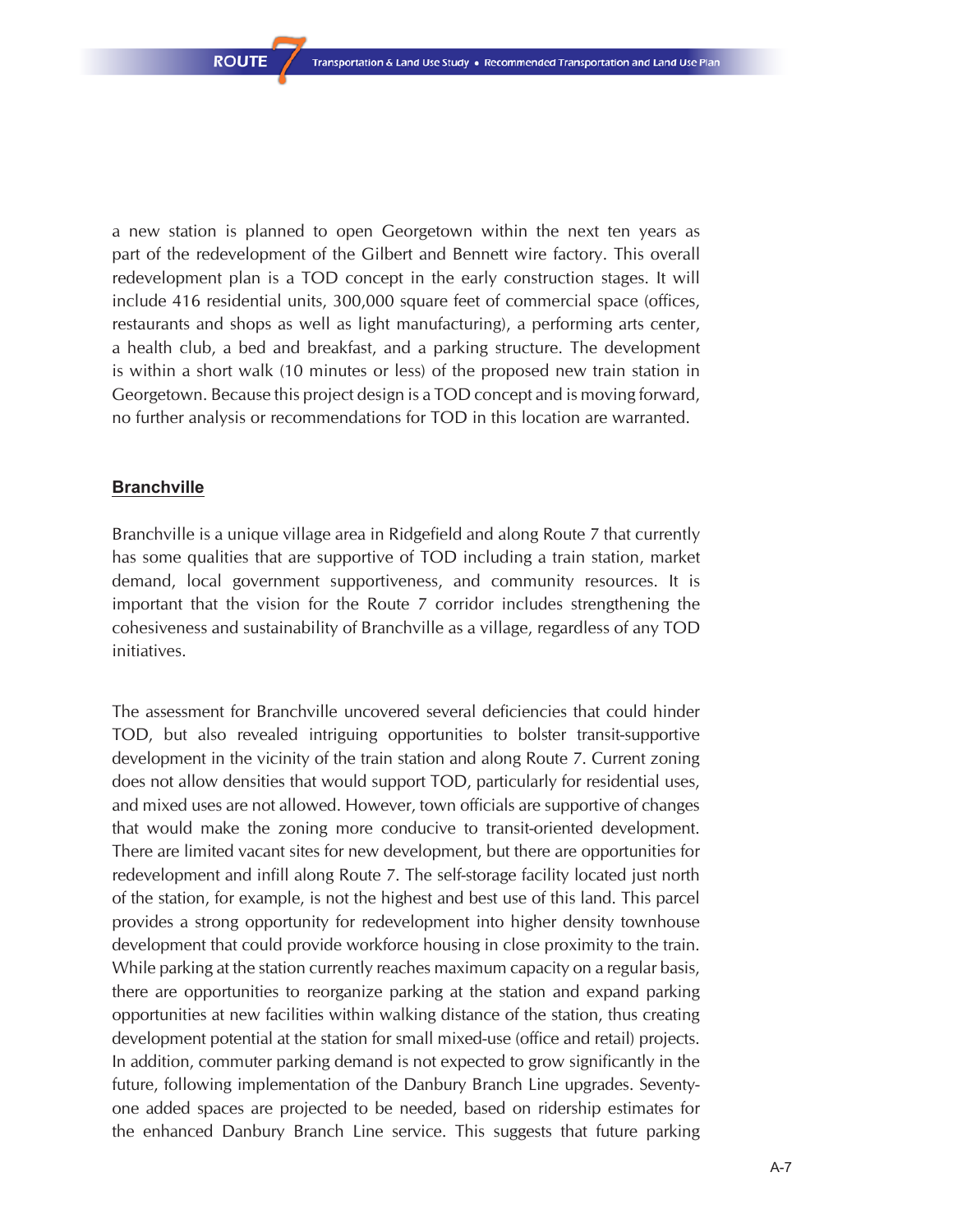a new station is planned to open Georgetown within the next ten years as part of the redevelopment of the Gilbert and Bennett wire factory. This overall redevelopment plan is a TOD concept in the early construction stages. It will include 416 residential units, 300,000 square feet of commercial space (offices, restaurants and shops as well as light manufacturing), a performing arts center, a health club, a bed and breakfast, and a parking structure. The development is within a short walk (10 minutes or less) of the proposed new train station in Georgetown. Because this project design is a TOD concept and is moving forward, no further analysis or recommendations for TOD in this location are warranted.

## Branchville

Branchville is a unique village area in Ridgefield and along Route 7 that currently has some qualities that are supportive of TOD including a train station, market demand, local government supportiveness, and community resources. It is important that the vision for the Route 7 corridor includes strengthening the cohesiveness and sustainability of Branchville as a village, regardless of any TOD initiatives.

The assessment for Branchville uncovered several deficiencies that could hinder TOD, but also revealed intriguing opportunities to bolster transit-supportive development in the vicinity of the train station and along Route 7. Current zoning does not allow densities that would support TOD, particularly for residential uses, and mixed uses are not allowed. However, town officials are supportive of changes that would make the zoning more conducive to transit-oriented development. There are limited vacant sites for new development, but there are opportunities for redevelopment and infill along Route 7. The self-storage facility located just north of the station, for example, is not the highest and best use of this land. This parcel provides a strong opportunity for redevelopment into higher density townhouse development that could provide workforce housing in close proximity to the train. While parking at the station currently reaches maximum capacity on a regular basis, there are opportunities to reorganize parking at the station and expand parking opportunities at new facilities within walking distance of the station, thus creating development potential at the station for small mixed-use (office and retail) projects. In addition, commuter parking demand is not expected to grow significantly in the future, following implementation of the Danbury Branch Line upgrades. Seventy-one added spaces are projected to be needed, based on ridership estimates for the enhanced Danbury Branch Line service. This suggests that future parking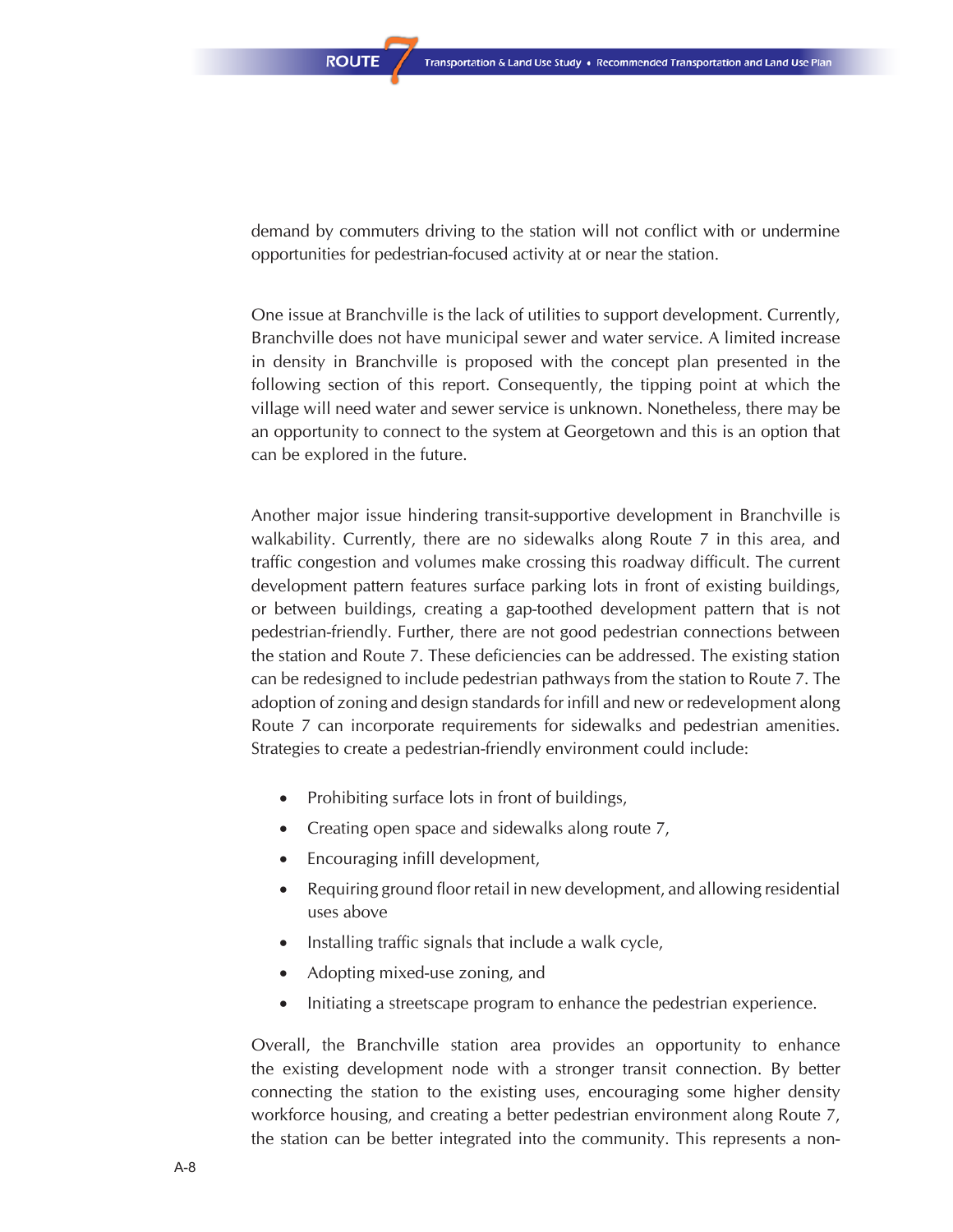demand by commuters driving to the station will not conflict with or undermine opportunities for pedestrian-focused activity at or near the station.

One issue at Branchville is the lack of utilities to support development. Currently, Branchville does not have municipal sewer and water service. A limited increase in density in Branchville is proposed with the concept plan presented in the following section of this report. Consequently, the tipping point at which the village will need water and sewer service is unknown. Nonetheless, there may be an opportunity to connect to the system at Georgetown and this is an option that can be explored in the future.

Another major issue hindering transit-supportive development in Branchville is walkability. Currently, there are no sidewalks along Route 7 in this area, and traffic congestion and volumes make crossing this roadway difficult. The current development pattern features surface parking lots in front of existing buildings, or between buildings, creating a gap-toothed development pattern that is not pedestrian-friendly. Further, there are not good pedestrian connections between the station and Route 7. These deficiencies can be addressed. The existing station can be redesigned to include pedestrian pathways from the station to Route 7. The adoption of zoning and design standards for infill and new or redevelopment along Route 7 can incorporate requirements for sidewalks and pedestrian amenities. Strategies to create a pedestrian-friendly environment could include:

- Prohibiting surface lots in front of buildings,
- Creating open space and sidewalks along route 7,
- Encouraging infill development,
- Requiring ground floor retail in new development, and allowing residential uses above
- Installing traffic signals that include a walk cycle,
- Adopting mixed-use zoning, and
- Initiating a streetscape program to enhance the pedestrian experience.

Overall, the Branchville station area provides an opportunity to enhance the existing development node with a stronger transit connection. By better connecting the station to the existing uses, encouraging some higher density workforce housing, and creating a better pedestrian environment along Route 7, the station can be better integrated into the community. This represents a non-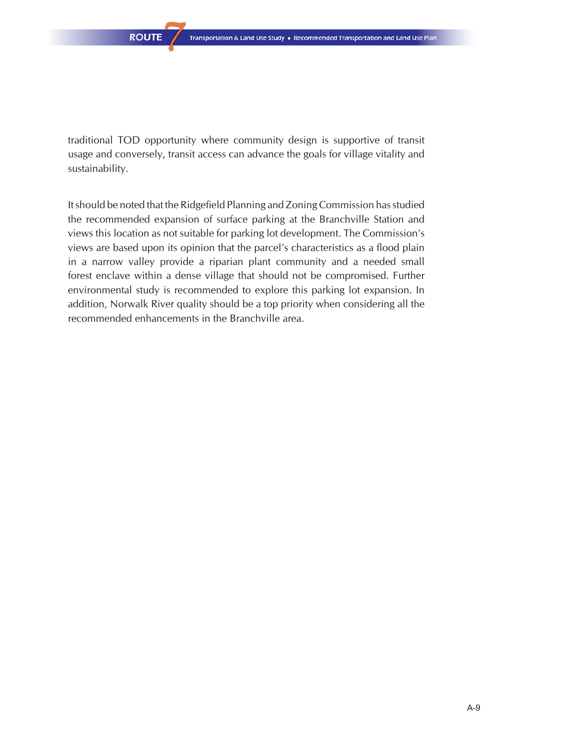traditional TOD opportunity where community design is supportive of transit usage and conversely, transit access can advance the goals for village vitality and sustainability.

It should be noted that the Ridgefield Planning and Zoning Commission has studied the recommended expansion of surface parking at the Branchville Station and views this location as not suitable for parking lot development. The Commission's views are based upon its opinion that the parcel's characteristics as a flood plain in a narrow valley provide a riparian plant community and a needed small forest enclave within a dense village that should not be compromised. Further environmental study is recommended to explore this parking lot expansion. In addition, Norwalk River quality should be a top priority when considering all the recommended enhancements in the Branchville area.